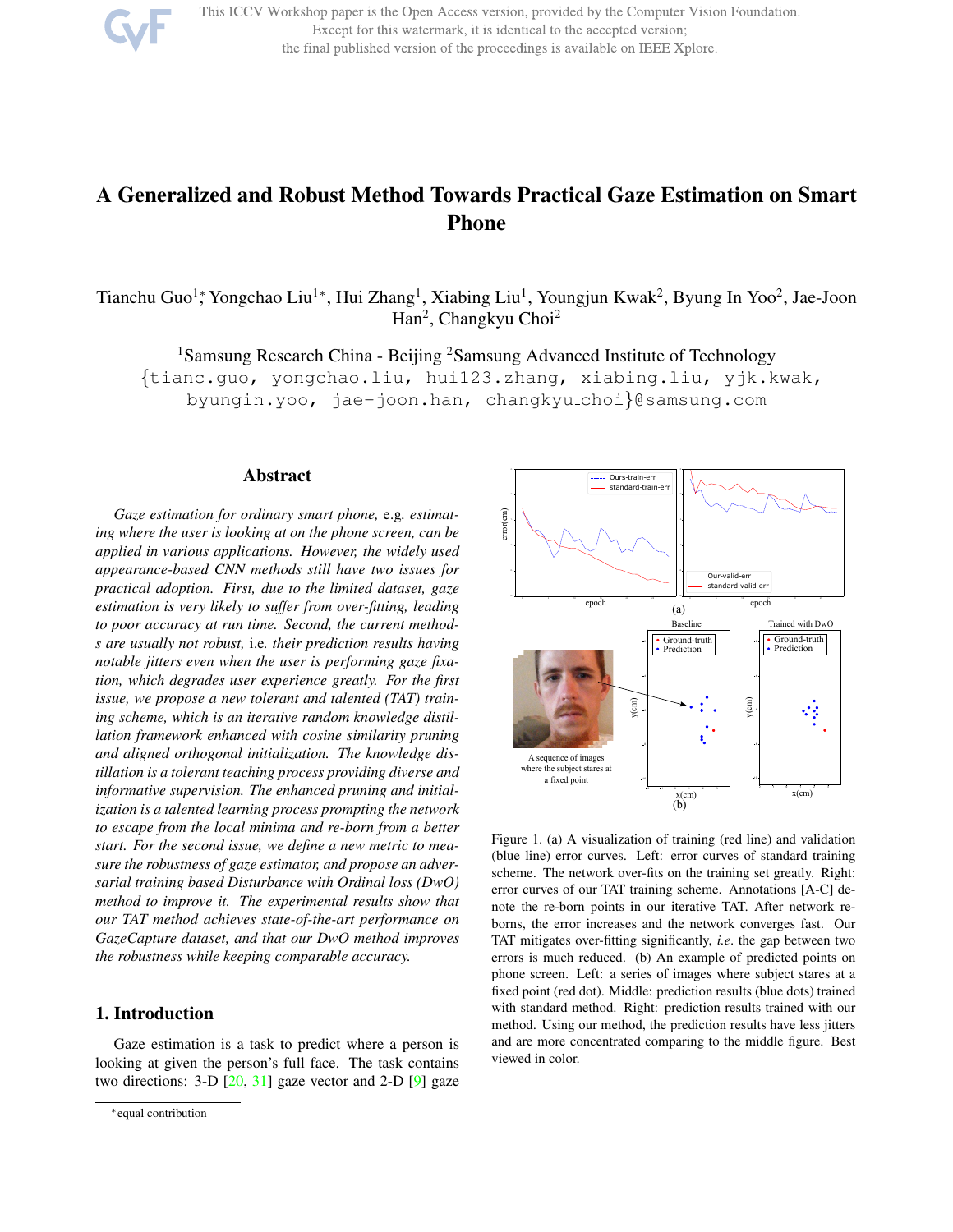# A Generalized and Robust Method Towards Practical Gaze Estimation on Smart Phone

Tianchu Guo[1]*, Yongchao Liu[1]*, Hui Zhang[1], Xiabing Liu[1], Youngjun Kwak[2], Byung In Yoo[2], Jae-Joon Han[2], Changkyu Choi[2]

[1]Samsung Research China - Beijing [2]Samsung Advanced Institute of Technology

{tianc.guo, yongchao.liu, hui123.zhang, xiabing.liu, yjk.kwak, byungin.yoo, jae-joon.han, changkyu_choi}@samsung.com

## Abstract

*Gaze estimation for ordinary smart phone,* e.g. *estimating where the user is looking at on the phone screen, can be applied in various applications. However, the widely used appearance-based CNN methods still have two issues for practical adoption. First, due to the limited dataset, gaze estimation is very likely to suffer from over-fitting, leading to poor accuracy at run time. Second, the current methods are usually not robust,* i.e. *their prediction results having notable jitters even when the user is performing gaze fixation, which degrades user experience greatly. For the first issue, we propose a new tolerant and talented (TAT) training scheme, which is an iterative random knowledge distillation framework enhanced with cosine similarity pruning and aligned orthogonal initialization. The knowledge distillation is a tolerant teaching process providing diverse and informative supervision. The enhanced pruning and initialization is a talented learning process prompting the network to escape from the local minima and re-born from a better start. For the second issue, we define a new metric to measure the robustness of gaze estimator, and propose an adversarial training based Disturbance with Ordinal loss (DwO) method to improve it. The experimental results show that our TAT method achieves state-of-the-art performance on GazeCapture dataset, and that our DwO method improves the robustness while keeping comparable accuracy.*

## 1. Introduction

Gaze estimation is a task to predict where a person is looking at given the person's full face. The task contains two directions: 3-D [20, 31] gaze vector and 2-D [9] gaze

Figure 1. (a) A visualization of training (red line) and validation (blue line) error curves. Left: error curves of standard training scheme. The network over-fits on the training set greatly. Right: error curves of our TAT training scheme. Annotations [A-C] denote the re-born points in our iterative TAT. After network re-borns, the error increases and the network converges fast. Our TAT mitigates over-fitting significantly, *i.e*. the gap between two errors is much reduced. (b) An example of predicted points on phone screen. Left: a series of images where subject stares at a fixed point (red dot). Middle: prediction results (blue dots) trained with standard method. Right: prediction results trained with our method. Using our method, the prediction results have less jitters and are more concentrated comparing to the middle figure. Best viewed in color.

*equal contribution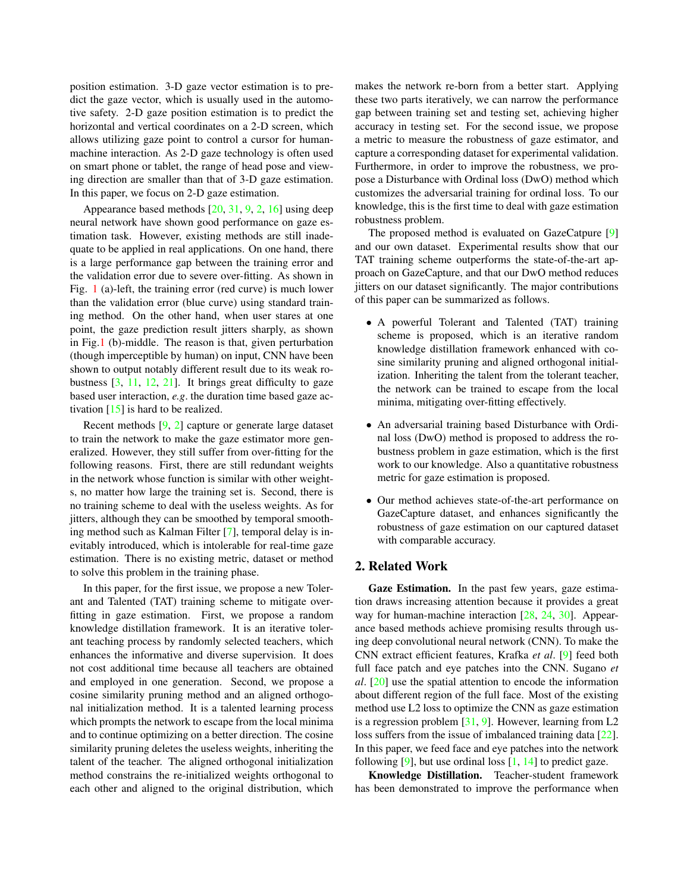position estimation. 3-D gaze vector estimation is to predict the gaze vector, which is usually used in the automotive safety. 2-D gaze position estimation is to predict the horizontal and vertical coordinates on a 2-D screen, which allows utilizing gaze point to control a cursor for human-machine interaction. As 2-D gaze technology is often used on smart phone or tablet, the range of head pose and viewing direction are smaller than that of 3-D gaze estimation. In this paper, we focus on 2-D gaze estimation.

Appearance based methods [20, 31, 9, 2, 16] using deep neural network have shown good performance on gaze estimation task. However, existing methods are still inadequate to be applied in real applications. On one hand, there is a large performance gap between the training error and the validation error due to severe over-fitting. As shown in Fig. 1 (a)-left, the training error (red curve) is much lower than the validation error (blue curve) using standard training method. On the other hand, when user stares at one point, the gaze prediction result jitters sharply, as shown in Fig.1 (b)-middle. The reason is that, given perturbation (though imperceptible by human) on input, CNN have been shown to output notably different result due to its weak robustness [3, 11, 12, 21]. It brings great difficulty to gaze based user interaction, *e.g*. the duration time based gaze activation [15] is hard to be realized.

Recent methods [9, 2] capture or generate large dataset to train the network to make the gaze estimator more generalized. However, they still suffer from over-fitting for the following reasons. First, there are still redundant weights in the network whose function is similar with other weights, no matter how large the training set is. Second, there is no training scheme to deal with the useless weights. As for jitters, although they can be smoothed by temporal smoothing method such as Kalman Filter [7], temporal delay is inevitably introduced, which is intolerable for real-time gaze estimation. There is no existing metric, dataset or method to solve this problem in the training phase.

In this paper, for the first issue, we propose a new Tolerant and Talented (TAT) training scheme to mitigate over-fitting in gaze estimation. First, we propose a random knowledge distillation framework. It is an iterative tolerant teaching process by randomly selected teachers, which enhances the informative and diverse supervision. It does not cost additional time because all teachers are obtained and employed in one generation. Second, we propose a cosine similarity pruning method and an aligned orthogonal initialization method. It is a talented learning process which prompts the network to escape from the local minima and to continue optimizing on a better direction. The cosine similarity pruning deletes the useless weights, inheriting the talent of the teacher. The aligned orthogonal initialization method constrains the re-initialized weights orthogonal to each other and aligned to the original distribution, which makes the network re-born from a better start. Applying these two parts iteratively, we can narrow the performance gap between training set and testing set, achieving higher accuracy in testing set. For the second issue, we propose a metric to measure the robustness of gaze estimator, and capture a corresponding dataset for experimental validation. Furthermore, in order to improve the robustness, we propose a Disturbance with Ordinal loss (DwO) method which customizes the adversarial training for ordinal loss. To our knowledge, this is the first time to deal with gaze estimation robustness problem.

The proposed method is evaluated on GazeCatpure [9] and our own dataset. Experimental results show that our TAT training scheme outperforms the state-of-the-art approach on GazeCapture, and that our DwO method reduces jitters on our dataset significantly. The major contributions of this paper can be summarized as follows.

- A powerful Tolerant and Talented (TAT) training scheme is proposed, which is an iterative random knowledge distillation framework enhanced with cosine similarity pruning and aligned orthogonal initialization. Inheriting the talent from the tolerant teacher, the network can be trained to escape from the local minima, mitigating over-fitting effectively.
- An adversarial training based Disturbance with Ordinal loss (DwO) method is proposed to address the robustness problem in gaze estimation, which is the first work to our knowledge. Also a quantitative robustness metric for gaze estimation is proposed.
- Our method achieves state-of-the-art performance on GazeCapture dataset, and enhances significantly the robustness of gaze estimation on our captured dataset with comparable accuracy.

## 2. Related Work

**Gaze Estimation.** In the past few years, gaze estimation draws increasing attention because it provides a great way for human-machine interaction [28, 24, 30]. Appearance based methods achieve promising results through using deep convolutional neural network (CNN). To make the CNN extract efficient features, Krafka *et al*. [9] feed both full face patch and eye patches into the CNN. Sugano *et al*. [20] use the spatial attention to encode the information about different region of the full face. Most of the existing method use L2 loss to optimize the CNN as gaze estimation is a regression problem [31, 9]. However, learning from L2 loss suffers from the issue of imbalanced training data [22]. In this paper, we feed face and eye patches into the network following [9], but use ordinal loss [1, 14] to predict gaze.

**Knowledge Distillation.** Teacher-student framework has been demonstrated to improve the performance when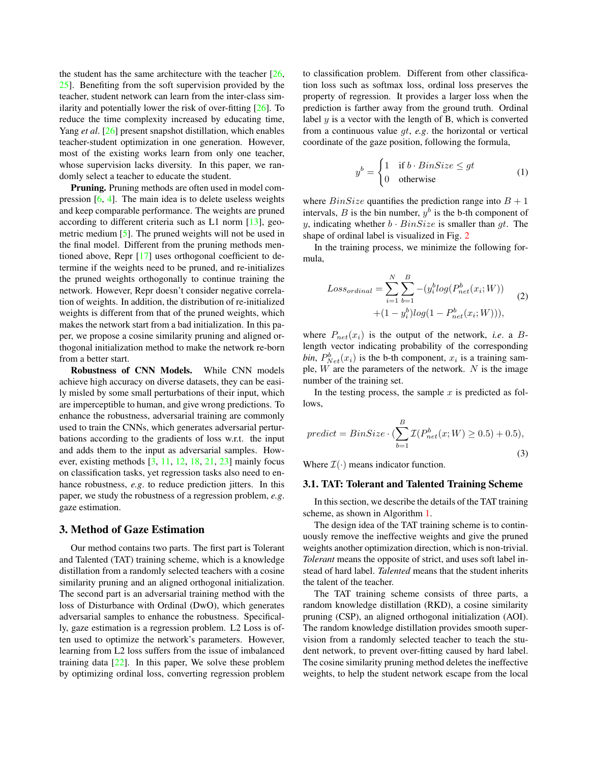the student has the same architecture with the teacher [26, 25]. Benefiting from the soft supervision provided by the teacher, student network can learn from the inter-class similarity and potentially lower the risk of over-fitting [26]. To reduce the time complexity increased by educating time, Yang *et al*. [26] present snapshot distillation, which enables teacher-student optimization in one generation. However, most of the existing works learn from only one teacher, whose supervision lacks diversity. In this paper, we randomly select a teacher to educate the student.

**Pruning.** Pruning methods are often used in model compression [6, 4]. The main idea is to delete useless weights and keep comparable performance. The weights are pruned according to different criteria such as L1 norm [13], geometric medium [5]. The pruned weights will not be used in the final model. Different from the pruning methods mentioned above, Repr [17] uses orthogonal coefficient to determine if the weights need to be pruned, and re-initializes the pruned weights orthogonally to continue training the network. However, Repr doesn't consider negative correlation of weights. In addition, the distribution of re-initialized weights is different from that of the pruned weights, which makes the network start from a bad initialization. In this paper, we propose a cosine similarity pruning and aligned orthogonal initialization method to make the network re-born from a better start.

**Robustness of CNN Models.** While CNN models achieve high accuracy on diverse datasets, they can be easily misled by some small perturbations of their input, which are imperceptible to human, and give wrong predictions. To enhance the robustness, adversarial training are commonly used to train the CNNs, which generates adversarial perturbations according to the gradients of loss w.r.t. the input and adds them to the input as adversarial samples. However, existing methods [3, 11, 12, 18, 21, 23] mainly focus on classification tasks, yet regression tasks also need to enhance robustness, *e.g*. to reduce prediction jitters. In this paper, we study the robustness of a regression problem, *e.g*. gaze estimation.

## 3. Method of Gaze Estimation

Our method contains two parts. The first part is Tolerant and Talented (TAT) training scheme, which is a knowledge distillation from a randomly selected teachers with a cosine similarity pruning and an aligned orthogonal initialization. The second part is an adversarial training method with the loss of Disturbance with Ordinal (DwO), which generates adversarial samples to enhance the robustness. Specifically, gaze estimation is a regression problem. L2 Loss is often used to optimize the network's parameters. However, learning from L2 loss suffers from the issue of imbalanced training data [22]. In this paper, We solve these problem by optimizing ordinal loss, converting regression problem to classification problem. Different from other classification loss such as softmax loss, ordinal loss preserves the property of regression. It provides a larger loss when the prediction is farther away from the ground truth. Ordinal label $y$ is a vector with the length of B, which is converted from a continuous value $gt$, *e.g*. the horizontal or vertical coordinate of the gaze position, following the formula,

$$y^b = \begin{cases} 1 & \text{if } b \cdot BinSize \le gt \\ 0 & \text{otherwise} \end{cases} \tag{1}$$

where $BinSize$ quantifies the prediction range into $B+1$ intervals, $B$ is the bin number, $y^b$ is the b-th component of $y$, indicating whether $b \cdot BinSize$ is smaller than $gt$. The shape of ordinal label is visualized in Fig. 2

In the training process, we minimize the following formula,

$$\begin{aligned} Loss_{ordinal} = \sum_{i=1}^{N}\sum_{b=1}^{B} -(y_i^b log(P_{net}^b(x_i; W)) \\ +(1-y_i^b) log(1-P_{net}^b(x_i; W))), \end{aligned} \tag{2}$$

where $P_{net}(x_i)$ is the output of the network, *i.e*. a $B$-length vector indicating probability of the corresponding *bin*, $P_{Net}^b(x_i)$ is the b-th component, $x_i$ is a training sample, $W$ are the parameters of the network. $N$ is the image number of the training set.

In the testing process, the sample $x$ is predicted as follows,

$$predict = BinSize \cdot (\sum_{b=1}^{B} \mathcal{I}(P_{net}^b(x; W) \ge 0.5) + 0.5), \tag{3}$$

Where $\mathcal{I}(\cdot)$ means indicator function.

### 3.1. TAT: Tolerant and Talented Training Scheme

In this section, we describe the details of the TAT training scheme, as shown in Algorithm 1.

The design idea of the TAT training scheme is to continuously remove the ineffective weights and give the pruned weights another optimization direction, which is non-trivial. *Tolerant* means the opposite of strict, and uses soft label instead of hard label. *Talented* means that the student inherits the talent of the teacher.

The TAT training scheme consists of three parts, a random knowledge distillation (RKD), a cosine similarity pruning (CSP), an aligned orthogonal initialization (AOI). The random knowledge distillation provides smooth supervision from a randomly selected teacher to teach the student network, to prevent over-fitting caused by hard label. The cosine similarity pruning method deletes the ineffective weights, to help the student network escape from the local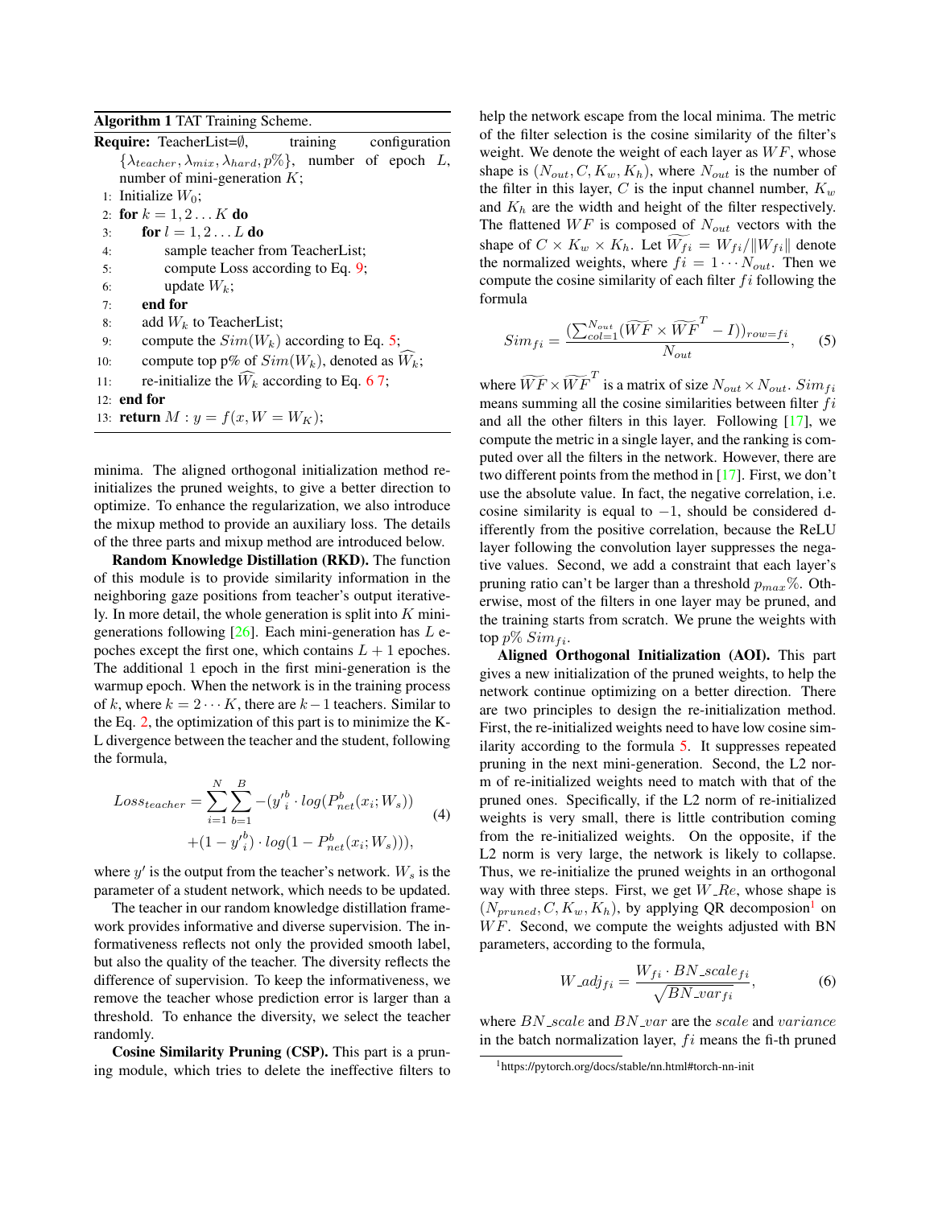**Algorithm 1** TAT Training Scheme.

**Require:** TeacherList=$\emptyset$, training configuration $\{\lambda_{teacher}, \lambda_{mix}, \lambda_{hard}, p\%\}$, number of epoch $L$, number of mini-generation $K$;

1: Initialize $W_0$;
2: **for** $k = 1, 2 \dots K$ **do**
3: &nbsp;&nbsp;&nbsp;&nbsp;**for** $l = 1, 2 \dots L$ **do**
4: &nbsp;&nbsp;&nbsp;&nbsp;&nbsp;&nbsp;&nbsp;&nbsp;sample teacher from TeacherList;
5: &nbsp;&nbsp;&nbsp;&nbsp;&nbsp;&nbsp;&nbsp;&nbsp;compute Loss according to Eq. 9;
6: &nbsp;&nbsp;&nbsp;&nbsp;&nbsp;&nbsp;&nbsp;&nbsp;update $W_k$;
7: &nbsp;&nbsp;&nbsp;&nbsp;**end for**
8: &nbsp;&nbsp;&nbsp;&nbsp;add $W_k$ to TeacherList;
9: &nbsp;&nbsp;&nbsp;&nbsp;compute the $Sim(W_k)$ according to Eq. 5;
10: &nbsp;&nbsp;&nbsp;&nbsp;compute top p% of $Sim(W_k)$, denoted as $\widehat{W_k}$;
11: &nbsp;&nbsp;&nbsp;&nbsp;re-initialize the $\widehat{W}_k$ according to Eq. 6 7;
12: **end for**
13: **return** $M : y = f(x, W = W_K)$;

minima. The aligned orthogonal initialization method re-initializes the pruned weights, to give a better direction to optimize. To enhance the regularization, we also introduce the mixup method to provide an auxiliary loss. The details of the three parts and mixup method are introduced below.

**Random Knowledge Distillation (RKD).** The function of this module is to provide similarity information in the neighboring gaze positions from teacher's output iteratively. In more detail, the whole generation is split into $K$ mini-generations following [26]. Each mini-generation has $L$ epoches except the first one, which contains $L+1$ epoches. The additional 1 epoch in the first mini-generation is the warmup epoch. When the network is in the training process of $k$, where $k = 2 \cdots K$, there are $k-1$ teachers. Similar to the Eq. 2, the optimization of this part is to minimize the K-L divergence between the teacher and the student, following the formula,

$$Loss_{teacher} = \sum_{i=1}^{N}\sum_{b=1}^{B} -({y'}_i^b \cdot log(P_{net}^b(x_i; W_s)) + (1-{y'}_i^b) \cdot log(1 - P_{net}^b(x_i; W_s))), \tag{4}$$

where $y'$ is the output from the teacher's network. $W_s$ is the parameter of a student network, which needs to be updated.

The teacher in our random knowledge distillation framework provides informative and diverse supervision. The informativeness reflects not only the provided smooth label, but also the quality of the teacher. The diversity reflects the difference of supervision. To keep the informativeness, we remove the teacher whose prediction error is larger than a threshold. To enhance the diversity, we select the teacher randomly.

**Cosine Similarity Pruning (CSP).** This part is a pruning module, which tries to delete the ineffective filters to help the network escape from the local minima. The metric of the filter selection is the cosine similarity of the filter's weight. We denote the weight of each layer as $WF$, whose shape is $(N_{out}, C, K_w, K_h)$, where $N_{out}$ is the number of the filter in this layer, $C$ is the input channel number, $K_w$ and $K_h$ are the width and height of the filter respectively. The flattened $WF$ is composed of $N_{out}$ vectors with the shape of $C \times K_w \times K_h$. Let $\widetilde{W_{fi}} = W_{fi}/\|W_{fi}\|$ denote the normalized weights, where $fi = 1 \cdots N_{out}$. Then we compute the cosine similarity of each filter $fi$ following the formula

$$Sim_{fi} = \frac{(\sum_{col=1}^{N_{out}}(\widetilde{WF} \times \widetilde{WF}^T - I))_{row=fi}}{N_{out}}, \tag{5}$$

where $\widetilde{WF} \times \widetilde{WF}^T$ is a matrix of size $N_{out} \times N_{out}$. $Sim_{fi}$ means summing all the cosine similarities between filter $fi$ and all the other filters in this layer. Following [17], we compute the metric in a single layer, and the ranking is computed over all the filters in the network. However, there are two different points from the method in [17]. First, we don't use the absolute value. In fact, the negative correlation, i.e. cosine similarity is equal to $-1$, should be considered differently from the positive correlation, because the ReLU layer following the convolution layer suppresses the negative values. Second, we add a constraint that each layer's pruning ratio can't be larger than a threshold $p_{max}\%$. Otherwise, most of the filters in one layer may be pruned, and the training starts from scratch. We prune the weights with top $p\%$ $Sim_{fi}$.

**Aligned Orthogonal Initialization (AOI).** This part gives a new initialization of the pruned weights, to help the network continue optimizing on a better direction. There are two principles to design the re-initialization method. First, the re-initialized weights need to have low cosine similarity according to the formula 5. It suppresses repeated pruning in the next mini-generation. Second, the L2 norm of re-initialized weights need to match with that of the pruned ones. Specifically, if the L2 norm of re-initialized weights is very small, there is little contribution coming from the re-initialized weights. On the opposite, if the L2 norm is very large, the network is likely to collapse. Thus, we re-initialize the pruned weights in an orthogonal way with three steps. First, we get $W\_Re$, whose shape is $(N_{pruned}, C, K_w, K_h)$, by applying QR decomposition[1] on $WF$. Second, we compute the weights adjusted with BN parameters, according to the formula,

$$W\_adj_{fi} = \frac{W_{fi} \cdot BN\_scale_{fi}}{\sqrt{BN\_var_{fi}}}, \tag{6}$$

where $BN\_scale$ and $BN\_var$ are the $scale$ and $variance$ in the batch normalization layer, $fi$ means the fi-th pruned

[1] https://pytorch.org/docs/stable/nn.html#torch-nn-init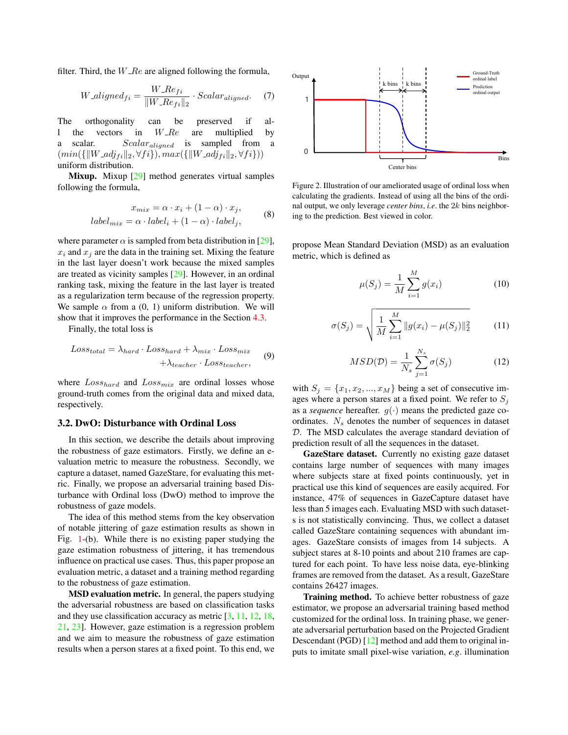filter. Third, the $W\_Re$ are aligned following the formula,

$$W\_aligned_{fi} = \frac{W\_Re_{fi}}{\|W\_Re_{fi}\|_2} \cdot Scalar_{aligned}. \quad (7)$$

The orthogonality can be preserved if all the vectors in $W\_Re$ are multiplied by a scalar. $Scalar_{aligned}$ is sampled from a $(min(\{\|W\_adj_{fi}\|_2, \forall fi\}), max(\{\|W\_adj_{fi}\|_2, \forall fi\}))$ uniform distribution.

**Mixup.** Mixup [29] method generates virtual samples following the formula,

$$\begin{aligned} x_{mix} &= \alpha \cdot x_i + (1-\alpha) \cdot x_j, \\ label_{mix} &= \alpha \cdot label_i + (1-\alpha) \cdot label_j, \end{aligned} \quad (8)$$

where parameter $\alpha$ is sampled from beta distribution in [29], $x_i$ and $x_j$ are the data in the training set. Mixing the feature in the last layer doesn't work because the mixed samples are treated as vicinity samples [29]. However, in an ordinal ranking task, mixing the feature in the last layer is treated as a regularization term because of the regression property. We sample $\alpha$ from a (0, 1) uniform distribution. We will show that it improves the performance in the Section 4.3.

Finally, the total loss is

$$\begin{aligned} Loss_{total} = \lambda_{hard} \cdot Loss_{hard} + \lambda_{mix} \cdot Loss_{mix} \\ + \lambda_{teacher} \cdot Loss_{teacher}, \end{aligned} \quad (9)$$

where $Loss_{hard}$ and $Loss_{mix}$ are ordinal losses whose ground-truth comes from the original data and mixed data, respectively.

## 3.2. DwO: Disturbance with Ordinal Loss

In this section, we describe the details about improving the robustness of gaze estimators. Firstly, we define an evaluation metric to measure the robustness. Secondly, we capture a dataset, named GazeStare, for evaluating this metric. Finally, we propose an adversarial training based Disturbance with Ordinal loss (DwO) method to improve the robustness of gaze models.

The idea of this method stems from the key observation of notable jittering of gaze estimation results as shown in Fig. 1-(b). While there is no existing paper studying the gaze estimation robustness of jittering, it has tremendous influence on practical use cases. Thus, this paper propose an evaluation metric, a dataset and a training method regarding to the robustness of gaze estimation.

**MSD evaluation metric.** In general, the papers studying the adversarial robustness are based on classification tasks and they use classification accuracy as metric [3, 11, 12, 18, 21, 23]. However, gaze estimation is a regression problem and we aim to measure the robustness of gaze estimation results when a person stares at a fixed point. To this end, we propose Mean Standard Deviation (MSD) as an evaluation metric, which is defined as

Figure 2. Illustration of our ameliorated usage of ordinal loss when calculating the gradients. Instead of using all the bins of the ordinal output, we only leverage *center bins*, *i.e*. the $2k$ bins neighboring to the prediction. Best viewed in color.

$$\mu(S_j) = \frac{1}{M}\sum_{i=1}^{M} g(x_i) \quad (10)$$

$$\sigma(S_j) = \sqrt{\frac{1}{M}\sum_{i=1}^{M} \|g(x_i) - \mu(S_j)\|_2^2} \quad (11)$$

$$MSD(\mathcal{D}) = \frac{1}{N_s}\sum_{j=1}^{N_s} \sigma(S_j) \quad (12)$$

with $S_j = \{x_1, x_2, ..., x_M\}$ being a set of consecutive images where a person stares at a fixed point. We refer to $S_j$ as a *sequence* hereafter. $g(\cdot)$ means the predicted gaze coordinates. $N_s$ denotes the number of sequences in dataset $\mathcal{D}$. The MSD calculates the average standard deviation of prediction result of all the sequences in the dataset.

**GazeStare dataset.** Currently no existing gaze dataset contains large number of sequences with many images where subjects stare at fixed points continuously, yet in practical use this kind of sequences are easily acquired. For instance, 47% of sequences in GazeCapture dataset have less than 5 images each. Evaluating MSD with such datasets is not statistically convincing. Thus, we collect a dataset called GazeStare containing sequences with abundant images. GazeStare consists of images from 14 subjects. A subject stares at 8-10 points and about 210 frames are captured for each point. To have less noise data, eye-blinking frames are removed from the dataset. As a result, GazeStare contains 26427 images.

**Training method.** To achieve better robustness of gaze estimator, we propose an adversarial training based method customized for the ordinal loss. In training phase, we generate adversarial perturbation based on the Projected Gradient Descendant (PGD) [12] method and add them to original inputs to imitate small pixel-wise variation, *e.g*. illumination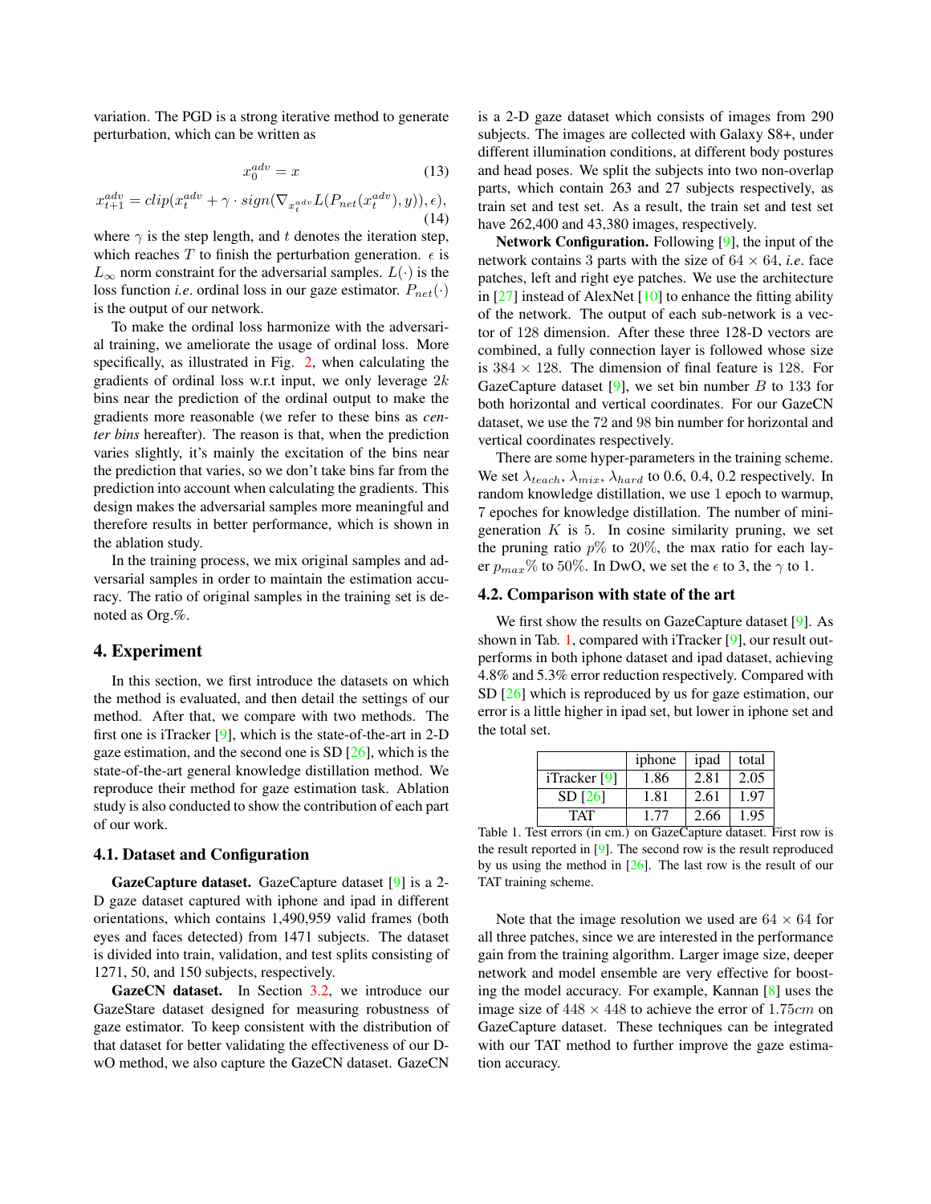variation. The PGD is a strong iterative method to generate perturbation, which can be written as

$$x_0^{adv} = x \tag{13}$$

$$x_{t+1}^{adv} = clip(x_t^{adv} + \gamma \cdot sign(\nabla_{x_t^{adv}} L(P_{net}(x_t^{adv}), y)), \epsilon), \tag{14}$$

where $\gamma$ is the step length, and $t$ denotes the iteration step, which reaches $T$ to finish the perturbation generation. $\epsilon$ is $L_\infty$ norm constraint for the adversarial samples. $L(\cdot)$ is the loss function *i.e*. ordinal loss in our gaze estimator. $P_{net}(\cdot)$ is the output of our network.

To make the ordinal loss harmonize with the adversarial training, we ameliorate the usage of ordinal loss. More specifically, as illustrated in Fig. 2, when calculating the gradients of ordinal loss w.r.t input, we only leverage $2k$ bins near the prediction of the ordinal output to make the gradients more reasonable (we refer to these bins as *center bins* hereafter). The reason is that, when the prediction varies slightly, it's mainly the excitation of the bins near the prediction that varies, so we don't take bins far from the prediction into account when calculating the gradients. This design makes the adversarial samples more meaningful and therefore results in better performance, which is shown in the ablation study.

In the training process, we mix original samples and adversarial samples in order to maintain the estimation accuracy. The ratio of original samples in the training set is denoted as Org.%.

## 4. Experiment

In this section, we first introduce the datasets on which the method is evaluated, and then detail the settings of our method. After that, we compare with two methods. The first one is iTracker [9], which is the state-of-the-art in 2-D gaze estimation, and the second one is SD [26], which is the state-of-the-art general knowledge distillation method. We reproduce their method for gaze estimation task. Ablation study is also conducted to show the contribution of each part of our work.

### 4.1. Dataset and Configuration

**GazeCapture dataset.** GazeCapture dataset [9] is a 2-D gaze dataset captured with iphone and ipad in different orientations, which contains 1,490,959 valid frames (both eyes and faces detected) from 1471 subjects. The dataset is divided into train, validation, and test splits consisting of 1271, 50, and 150 subjects, respectively.

**GazeCN dataset.** In Section 3.2, we introduce our GazeStare dataset designed for measuring robustness of gaze estimator. To keep consistent with the distribution of that dataset for better validating the effectiveness of our DwO method, we also capture the GazeCN dataset. GazeCN is a 2-D gaze dataset which consists of images from 290 subjects. The images are collected with Galaxy S8+, under different illumination conditions, at different body postures and head poses. We split the subjects into two non-overlap parts, which contain 263 and 27 subjects respectively, as train set and test set. As a result, the train set and test set have 262,400 and 43,380 images, respectively.

**Network Configuration.** Following [9], the input of the network contains 3 parts with the size of $64 \times 64$, *i.e*. face patches, left and right eye patches. We use the architecture in [27] instead of AlexNet [10] to enhance the fitting ability of the network. The output of each sub-network is a vector of 128 dimension. After these three 128-D vectors are combined, a fully connection layer is followed whose size is $384 \times 128$. The dimension of final feature is 128. For GazeCapture dataset [9], we set bin number $B$ to 133 for both horizontal and vertical coordinates. For our GazeCN dataset, we use the 72 and 98 bin number for horizontal and vertical coordinates respectively.

There are some hyper-parameters in the training scheme. We set $\lambda_{teach}$, $\lambda_{mix}$, $\lambda_{hard}$ to 0.6, 0.4, 0.2 respectively. In random knowledge distillation, we use 1 epoch to warmup, 7 epoches for knowledge distillation. The number of mini-generation $K$ is 5. In cosine similarity pruning, we set the pruning ratio $p\%$ to 20%, the max ratio for each layer $p_{max}\%$ to 50%. In DwO, we set the $\epsilon$ to 3, the $\gamma$ to 1.

### 4.2. Comparison with state of the art

We first show the results on GazeCapture dataset [9]. As shown in Tab. 1, compared with iTracker [9], our result outperforms in both iphone dataset and ipad dataset, achieving 4.8% and 5.3% error reduction respectively. Compared with SD [26] which is reproduced by us for gaze estimation, our error is a little higher in ipad set, but lower in iphone set and the total set.

| | iphone | ipad | total |
|---|---|---|---|
| iTracker [9] | 1.86 | 2.81 | 2.05 |
| SD [26] | 1.81 | 2.61 | 1.97 |
| TAT | 1.77 | 2.66 | 1.95 |

Table 1. Test errors (in cm.) on GazeCapture dataset. First row is the result reported in [9]. The second row is the result reproduced by us using the method in [26]. The last row is the result of our TAT training scheme.

Note that the image resolution we used are $64 \times 64$ for all three patches, since we are interested in the performance gain from the training algorithm. Larger image size, deeper network and model ensemble are very effective for boosting the model accuracy. For example, Kannan [8] uses the image size of $448 \times 448$ to achieve the error of $1.75cm$ on GazeCapture dataset. These techniques can be integrated with our TAT method to further improve the gaze estimation accuracy.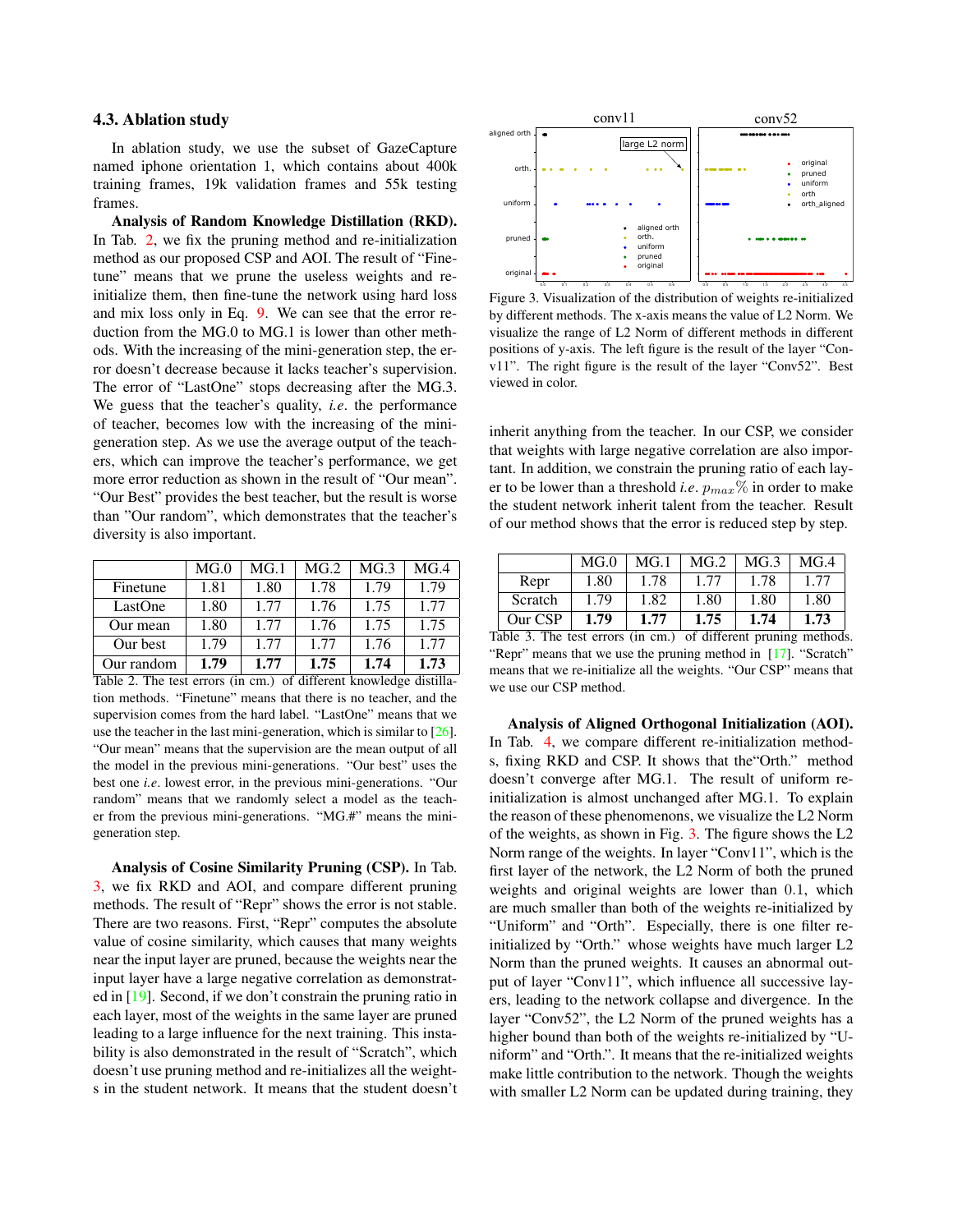### 4.3. Ablation study

In ablation study, we use the subset of GazeCapture named iphone orientation 1, which contains about 400k training frames, 19k validation frames and 55k testing frames.

**Analysis of Random Knowledge Distillation (RKD).** In Tab. 2, we fix the pruning method and re-initialization method as our proposed CSP and AOI. The result of "Finetune" means that we prune the useless weights and re-initialize them, then fine-tune the network using hard loss and mix loss only in Eq. 9. We can see that the error reduction from the MG.0 to MG.1 is lower than other methods. With the increasing of the mini-generation step, the error doesn't decrease because it lacks teacher's supervision. The error of "LastOne" stops decreasing after the MG.3. We guess that the teacher's quality, *i.e.* the performance of teacher, becomes low with the increasing of the mini-generation step. As we use the average output of the teachers, which can improve the teacher's performance, we get more error reduction as shown in the result of "Our mean". "Our Best" provides the best teacher, but the result is worse than "Our random", which demonstrates that the teacher's diversity is also important.

| | MG.0 | MG.1 | MG.2 | MG.3 | MG.4 |
|---|---|---|---|---|---|
| Finetune | 1.81 | 1.80 | 1.78 | 1.79 | 1.79 |
| LastOne | 1.80 | 1.77 | 1.76 | 1.75 | 1.77 |
| Our mean | 1.80 | 1.77 | 1.76 | 1.75 | 1.75 |
| Our best | 1.79 | 1.77 | 1.77 | 1.76 | 1.77 |
| Our random | **1.79** | **1.77** | **1.75** | **1.74** | **1.73** |

Table 2. The test errors (in cm.) of different knowledge distillation methods. "Finetune" means that there is no teacher, and the supervision comes from the hard label. "LastOne" means that we use the teacher in the last mini-generation, which is similar to [26]. "Our mean" means that the supervision are the mean output of all the model in the previous mini-generations. "Our best" uses the best one *i.e.* lowest error, in the previous mini-generations. "Our random" means that we randomly select a model as the teacher from the previous mini-generations. "MG.#" means the mini-generation step.

**Analysis of Cosine Similarity Pruning (CSP).** In Tab. 3, we fix RKD and AOI, and compare different pruning methods. The result of "Repr" shows the error is not stable. There are two reasons. First, "Repr" computes the absolute value of cosine similarity, which causes that many weights near the input layer are pruned, because the weights near the input layer have a large negative correlation as demonstrated in [19]. Second, if we don't constrain the pruning ratio in each layer, most of the weights in the same layer are pruned leading to a large influence for the next training. This instability is also demonstrated in the result of "Scratch", which doesn't use pruning method and re-initializes all the weights in the student network. It means that the student doesn't inherit anything from the teacher. In our CSP, we consider that weights with large negative correlation are also important. In addition, we constrain the pruning ratio of each layer to be lower than a threshold *i.e.* $p_{max}\%$ in order to make the student network inherit talent from the teacher. Result of our method shows that the error is reduced step by step.

Figure 3. Visualization of the distribution of weights re-initialized by different methods. The x-axis means the value of L2 Norm. We visualize the range of L2 Norm of different methods in different positions of y-axis. The left figure is the result of the layer "Conv11". The right figure is the result of the layer "Conv52". Best viewed in color.

| | MG.0 | MG.1 | MG.2 | MG.3 | MG.4 |
|---|---|---|---|---|---|
| Repr | 1.80 | 1.78 | 1.77 | 1.78 | 1.77 |
| Scratch | 1.79 | 1.82 | 1.80 | 1.80 | 1.80 |
| Our CSP | **1.79** | **1.77** | **1.75** | **1.74** | **1.73** |

Table 3. The test errors (in cm.) of different pruning methods. "Repr" means that we use the pruning method in [17]. "Scratch" means that we re-initialize all the weights. "Our CSP" means that we use our CSP method.

**Analysis of Aligned Orthogonal Initialization (AOI).** In Tab. 4, we compare different re-initialization methods, fixing RKD and CSP. It shows that the"Orth." method doesn't converge after MG.1. The result of uniform re-initialization is almost unchanged after MG.1. To explain the reason of these phenomenons, we visualize the L2 Norm of the weights, as shown in Fig. 3. The figure shows the L2 Norm range of the weights. In layer "Conv11", which is the first layer of the network, the L2 Norm of both the pruned weights and original weights are lower than 0.1, which are much smaller than both of the weights re-initialized by "Uniform" and "Orth". Especially, there is one filter re-initialized by "Orth." whose weights have much larger L2 Norm than the pruned weights. It causes an abnormal output of layer "Conv11", which influence all successive layers, leading to the network collapse and divergence. In the layer "Conv52", the L2 Norm of the pruned weights has a higher bound than both of the weights re-initialized by "Uniform" and "Orth.". It means that the re-initialized weights make little contribution to the network. Though the weights with smaller L2 Norm can be updated during training, they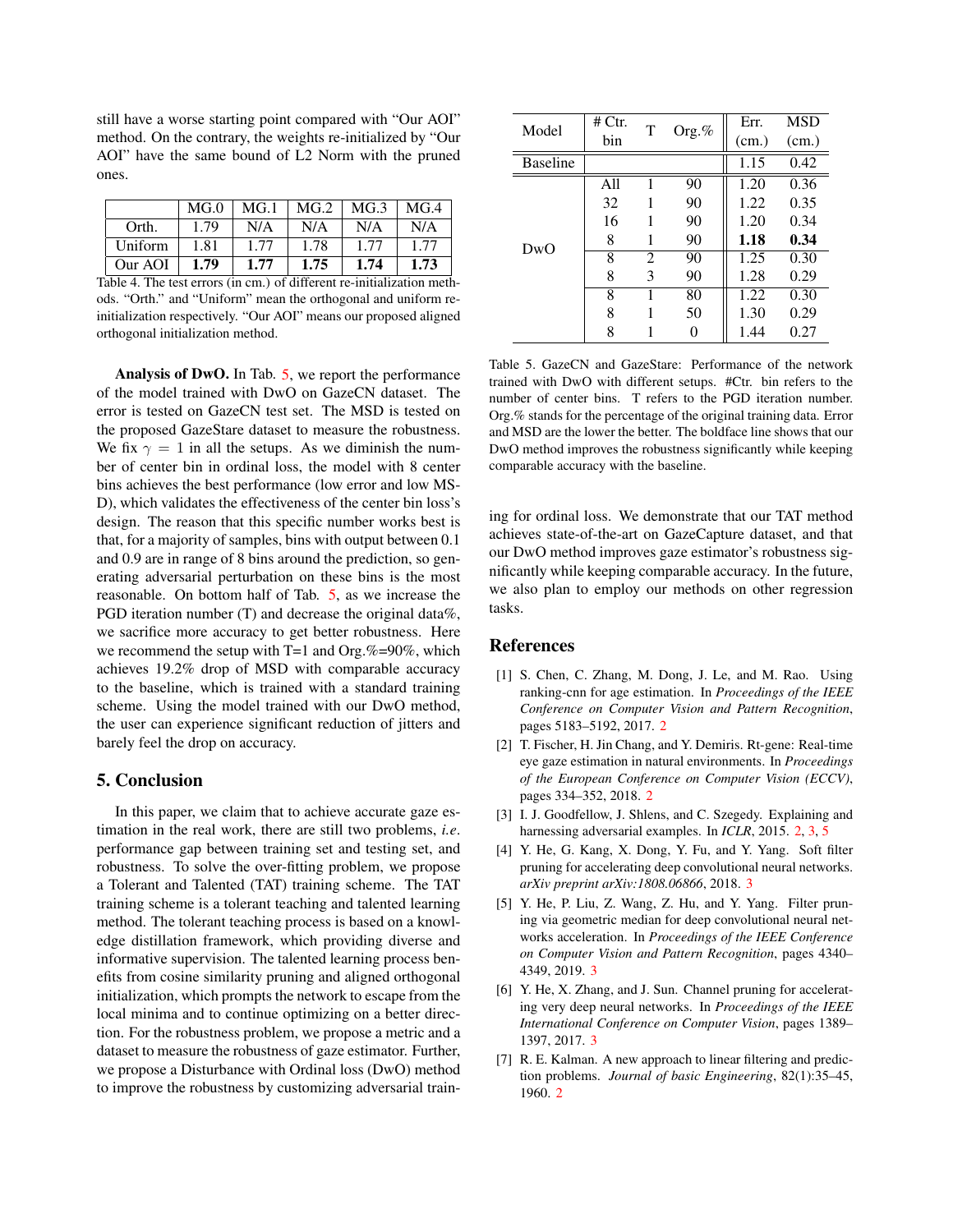still have a worse starting point compared with "Our AOI" method. On the contrary, the weights re-initialized by "Our AOI" have the same bound of L2 Norm with the pruned ones.

| | MG.0 | MG.1 | MG.2 | MG.3 | MG.4 |
|---|---|---|---|---|---|
| Orth. | 1.79 | N/A | N/A | N/A | N/A |
| Uniform | 1.81 | 1.77 | 1.78 | 1.77 | 1.77 |
| Our AOI | **1.79** | **1.77** | **1.75** | **1.74** | **1.73** |

Table 4. The test errors (in cm.) of different re-initialization methods. "Orth." and "Uniform" mean the orthogonal and uniform re-initialization respectively. "Our AOI" means our proposed aligned orthogonal initialization method.

**Analysis of DwO.** In Tab. 5, we report the performance of the model trained with DwO on GazeCN dataset. The error is tested on GazeCN test set. The MSD is tested on the proposed GazeStare dataset to measure the robustness. We fix $\gamma = 1$ in all the setups. As we diminish the number of center bin in ordinal loss, the model with 8 center bins achieves the best performance (low error and low MSD), which validates the effectiveness of the center bin loss's design. The reason that this specific number works best is that, for a majority of samples, bins with output between 0.1 and 0.9 are in range of 8 bins around the prediction, so generating adversarial perturbation on these bins is the most reasonable. On bottom half of Tab. 5, as we increase the PGD iteration number (T) and decrease the original data%, we sacrifice more accuracy to get better robustness. Here we recommend the setup with T=1 and Org.%=90%, which achieves 19.2% drop of MSD with comparable accuracy to the baseline, which is trained with a standard training scheme. Using the model trained with our DwO method, the user can experience significant reduction of jitters and barely feel the drop on accuracy.

| Model | # Ctr. bin | T | Org.% | Err. (cm.) | MSD (cm.) |
|---|---|---|---|---|---|
| Baseline | | | | 1.15 | 0.42 |
| DwO | All | 1 | 90 | 1.20 | 0.36 |
| | 32 | 1 | 90 | 1.22 | 0.35 |
| | 16 | 1 | 90 | 1.20 | 0.34 |
| | 8 | 1 | 90 | **1.18** | **0.34** |
| | 8 | 2 | 90 | 1.25 | 0.30 |
| | 8 | 3 | 90 | 1.28 | 0.29 |
| | 8 | 1 | 80 | 1.22 | 0.30 |
| | 8 | 1 | 50 | 1.30 | 0.29 |
| | 8 | 1 | 0 | 1.44 | 0.27 |

Table 5. GazeCN and GazeStare: Performance of the network trained with DwO with different setups. #Ctr. bin refers to the number of center bins. T refers to the PGD iteration number. Org.% stands for the percentage of the original training data. Error and MSD are the lower the better. The boldface line shows that our DwO method improves the robustness significantly while keeping comparable accuracy with the baseline.

## 5. Conclusion

In this paper, we claim that to achieve accurate gaze estimation in the real work, there are still two problems, *i.e.* performance gap between training set and testing set, and robustness. To solve the over-fitting problem, we propose a Tolerant and Talented (TAT) training scheme. The TAT training scheme is a tolerant teaching and talented learning method. The tolerant teaching process is based on a knowledge distillation framework, which providing diverse and informative supervision. The talented learning process benefits from cosine similarity pruning and aligned orthogonal initialization, which prompts the network to escape from the local minima and to continue optimizing on a better direction. For the robustness problem, we propose a metric and a dataset to measure the robustness of gaze estimator. Further, we propose a Disturbance with Ordinal loss (DwO) method to improve the robustness by customizing adversarial training for ordinal loss. We demonstrate that our TAT method achieves state-of-the-art on GazeCapture dataset, and that our DwO method improves gaze estimator's robustness significantly while keeping comparable accuracy. In the future, we also plan to employ our methods on other regression tasks.

## References

[1] S. Chen, C. Zhang, M. Dong, J. Le, and M. Rao. Using ranking-cnn for age estimation. In *Proceedings of the IEEE Conference on Computer Vision and Pattern Recognition*, pages 5183–5192, 2017. 2

[2] T. Fischer, H. Jin Chang, and Y. Demiris. Rt-gene: Real-time eye gaze estimation in natural environments. In *Proceedings of the European Conference on Computer Vision (ECCV)*, pages 334–352, 2018. 2

[3] I. J. Goodfellow, J. Shlens, and C. Szegedy. Explaining and harnessing adversarial examples. In *ICLR*, 2015. 2, 3, 5

[4] Y. He, G. Kang, X. Dong, Y. Fu, and Y. Yang. Soft filter pruning for accelerating deep convolutional neural networks. *arXiv preprint arXiv:1808.06866*, 2018. 3

[5] Y. He, P. Liu, Z. Wang, Z. Hu, and Y. Yang. Filter pruning via geometric median for deep convolutional neural networks acceleration. In *Proceedings of the IEEE Conference on Computer Vision and Pattern Recognition*, pages 4340–4349, 2019. 3

[6] Y. He, X. Zhang, and J. Sun. Channel pruning for accelerating very deep neural networks. In *Proceedings of the IEEE International Conference on Computer Vision*, pages 1389–1397, 2017. 3

[7] R. E. Kalman. A new approach to linear filtering and prediction problems. *Journal of basic Engineering*, 82(1):35–45, 1960. 2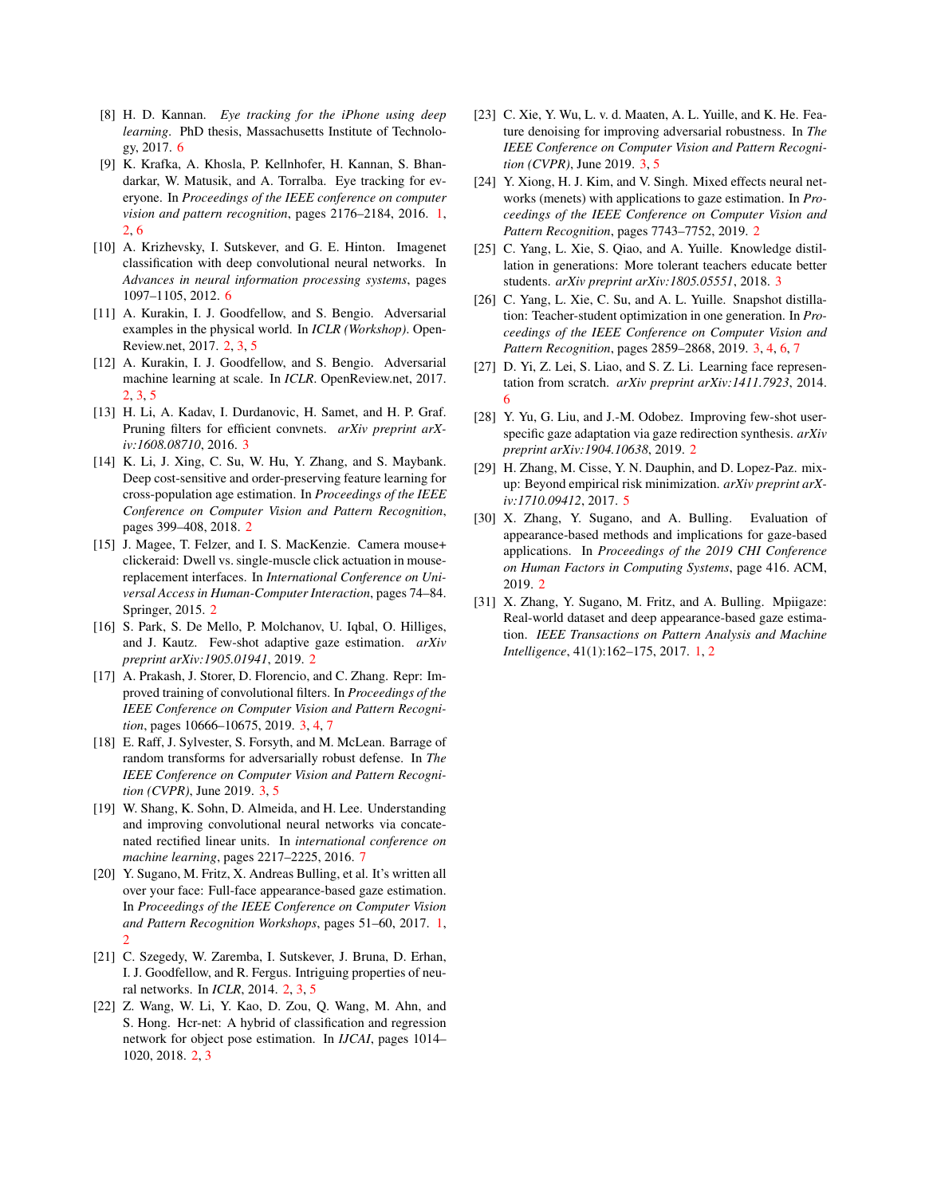[8] H. D. Kannan. *Eye tracking for the iPhone using deep learning*. PhD thesis, Massachusetts Institute of Technology, 2017. 6

[9] K. Krafka, A. Khosla, P. Kellnhofer, H. Kannan, S. Bhandarkar, W. Matusik, and A. Torralba. Eye tracking for everyone. In *Proceedings of the IEEE conference on computer vision and pattern recognition*, pages 2176–2184, 2016. 1, 2, 6

[10] A. Krizhevsky, I. Sutskever, and G. E. Hinton. Imagenet classification with deep convolutional neural networks. In *Advances in neural information processing systems*, pages 1097–1105, 2012. 6

[11] A. Kurakin, I. J. Goodfellow, and S. Bengio. Adversarial examples in the physical world. In *ICLR (Workshop)*. OpenReview.net, 2017. 2, 3, 5

[12] A. Kurakin, I. J. Goodfellow, and S. Bengio. Adversarial machine learning at scale. In *ICLR*. OpenReview.net, 2017. 2, 3, 5

[13] H. Li, A. Kadav, I. Durdanovic, H. Samet, and H. P. Graf. Pruning filters for efficient convnets. *arXiv preprint arXiv:1608.08710*, 2016. 3

[14] K. Li, J. Xing, C. Su, W. Hu, Y. Zhang, and S. Maybank. Deep cost-sensitive and order-preserving feature learning for cross-population age estimation. In *Proceedings of the IEEE Conference on Computer Vision and Pattern Recognition*, pages 399–408, 2018. 2

[15] J. Magee, T. Felzer, and I. S. MacKenzie. Camera mouse+ clickeraid: Dwell vs. single-muscle click actuation in mouse-replacement interfaces. In *International Conference on Universal Access in Human-Computer Interaction*, pages 74–84. Springer, 2015. 2

[16] S. Park, S. De Mello, P. Molchanov, U. Iqbal, O. Hilliges, and J. Kautz. Few-shot adaptive gaze estimation. *arXiv preprint arXiv:1905.01941*, 2019. 2

[17] A. Prakash, J. Storer, D. Florencio, and C. Zhang. Repr: Improved training of convolutional filters. In *Proceedings of the IEEE Conference on Computer Vision and Pattern Recognition*, pages 10666–10675, 2019. 3, 4, 7

[18] E. Raff, J. Sylvester, S. Forsyth, and M. McLean. Barrage of random transforms for adversarially robust defense. In *The IEEE Conference on Computer Vision and Pattern Recognition (CVPR)*, June 2019. 3, 5

[19] W. Shang, K. Sohn, D. Almeida, and H. Lee. Understanding and improving convolutional neural networks via concatenated rectified linear units. In *international conference on machine learning*, pages 2217–2225, 2016. 7

[20] Y. Sugano, M. Fritz, X. Andreas Bulling, et al. It's written all over your face: Full-face appearance-based gaze estimation. In *Proceedings of the IEEE Conference on Computer Vision and Pattern Recognition Workshops*, pages 51–60, 2017. 1, 2

[21] C. Szegedy, W. Zaremba, I. Sutskever, J. Bruna, D. Erhan, I. J. Goodfellow, and R. Fergus. Intriguing properties of neural networks. In *ICLR*, 2014. 2, 3, 5

[22] Z. Wang, W. Li, Y. Kao, D. Zou, Q. Wang, M. Ahn, and S. Hong. Hcr-net: A hybrid of classification and regression network for object pose estimation. In *IJCAI*, pages 1014–1020, 2018. 2, 3

[23] C. Xie, Y. Wu, L. v. d. Maaten, A. L. Yuille, and K. He. Feature denoising for improving adversarial robustness. In *The IEEE Conference on Computer Vision and Pattern Recognition (CVPR)*, June 2019. 3, 5

[24] Y. Xiong, H. J. Kim, and V. Singh. Mixed effects neural networks (menets) with applications to gaze estimation. In *Proceedings of the IEEE Conference on Computer Vision and Pattern Recognition*, pages 7743–7752, 2019. 2

[25] C. Yang, L. Xie, S. Qiao, and A. Yuille. Knowledge distillation in generations: More tolerant teachers educate better students. *arXiv preprint arXiv:1805.05551*, 2018. 3

[26] C. Yang, L. Xie, C. Su, and A. L. Yuille. Snapshot distillation: Teacher-student optimization in one generation. In *Proceedings of the IEEE Conference on Computer Vision and Pattern Recognition*, pages 2859–2868, 2019. 3, 4, 6, 7

[27] D. Yi, Z. Lei, S. Liao, and S. Z. Li. Learning face representation from scratch. *arXiv preprint arXiv:1411.7923*, 2014. 6

[28] Y. Yu, G. Liu, and J.-M. Odobez. Improving few-shot user-specific gaze adaptation via gaze redirection synthesis. *arXiv preprint arXiv:1904.10638*, 2019. 2

[29] H. Zhang, M. Cisse, Y. N. Dauphin, and D. Lopez-Paz. mixup: Beyond empirical risk minimization. *arXiv preprint arXiv:1710.09412*, 2017. 5

[30] X. Zhang, Y. Sugano, and A. Bulling. Evaluation of appearance-based methods and implications for gaze-based applications. In *Proceedings of the 2019 CHI Conference on Human Factors in Computing Systems*, page 416. ACM, 2019. 2

[31] X. Zhang, Y. Sugano, M. Fritz, and A. Bulling. Mpiigaze: Real-world dataset and deep appearance-based gaze estimation. *IEEE Transactions on Pattern Analysis and Machine Intelligence*, 41(1):162–175, 2017. 1, 2